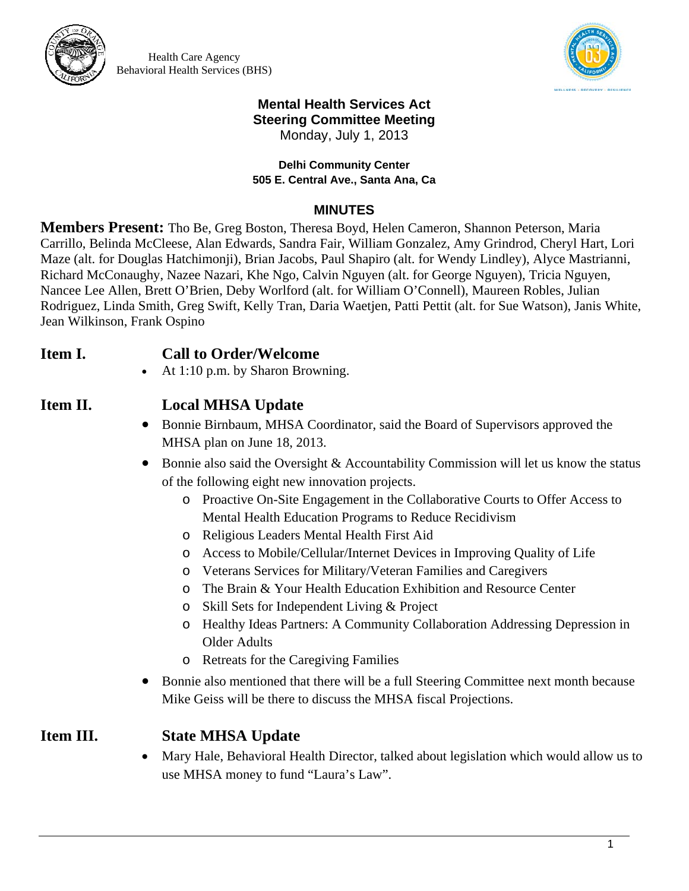Health Care Agency
Behavioral Health Services (BHS)

# Mental Health Services Act
# Steering Committee Meeting

Monday, July 1, 2013

**Delhi Community Center**
**505 E. Central Ave., Santa Ana, Ca**

## MINUTES

**Members Present:** Tho Be, Greg Boston, Theresa Boyd, Helen Cameron, Shannon Peterson, Maria Carrillo, Belinda McCleese, Alan Edwards, Sandra Fair, William Gonzalez, Amy Grindrod, Cheryl Hart, Lori Maze (alt. for Douglas Hatchimonji), Brian Jacobs, Paul Shapiro (alt. for Wendy Lindley), Alyce Mastrianni, Richard McConaughy, Nazee Nazari, Khe Ngo, Calvin Nguyen (alt. for George Nguyen), Tricia Nguyen, Nancee Lee Allen, Brett O'Brien, Deby Worlford (alt. for William O'Connell), Maureen Robles, Julian Rodriguez, Linda Smith, Greg Swift, Kelly Tran, Daria Waetjen, Patti Pettit (alt. for Sue Watson), Janis White, Jean Wilkinson, Frank Ospino

### Item I. Call to Order/Welcome

- At 1:10 p.m. by Sharon Browning.

### Item II. Local MHSA Update

- Bonnie Birnbaum, MHSA Coordinator, said the Board of Supervisors approved the MHSA plan on June 18, 2013.
- Bonnie also said the Oversight & Accountability Commission will let us know the status of the following eight new innovation projects.
  - Proactive On-Site Engagement in the Collaborative Courts to Offer Access to Mental Health Education Programs to Reduce Recidivism
  - Religious Leaders Mental Health First Aid
  - Access to Mobile/Cellular/Internet Devices in Improving Quality of Life
  - Veterans Services for Military/Veteran Families and Caregivers
  - The Brain & Your Health Education Exhibition and Resource Center
  - Skill Sets for Independent Living & Project
  - Healthy Ideas Partners: A Community Collaboration Addressing Depression in Older Adults
  - Retreats for the Caregiving Families
- Bonnie also mentioned that there will be a full Steering Committee next month because Mike Geiss will be there to discuss the MHSA fiscal Projections.

### Item III. State MHSA Update

- Mary Hale, Behavioral Health Director, talked about legislation which would allow us to use MHSA money to fund "Laura's Law".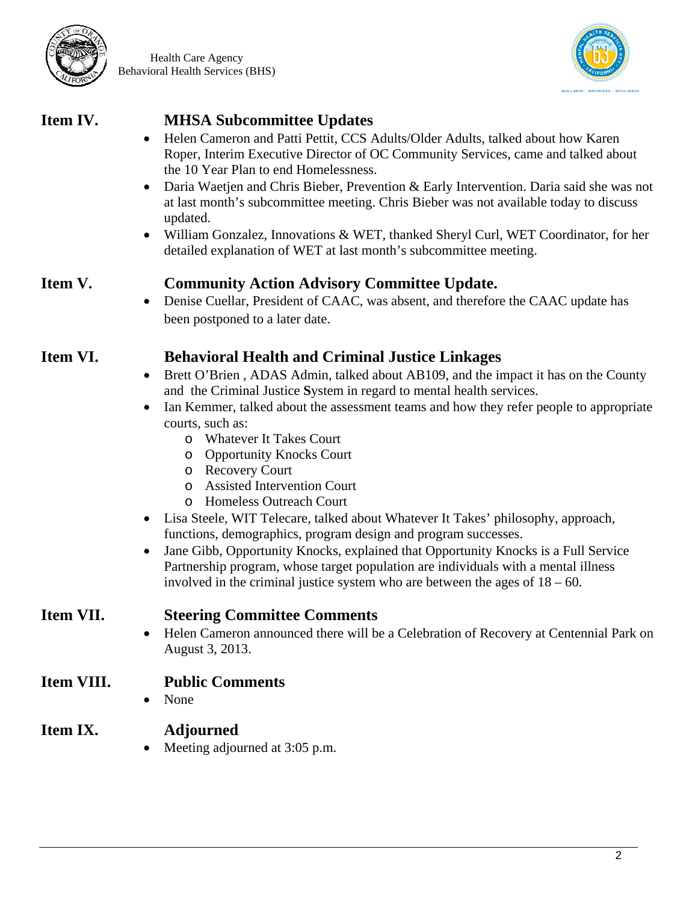Health Care Agency
Behavioral Health Services (BHS)

## Item IV. MHSA Subcommittee Updates

- Helen Cameron and Patti Pettit, CCS Adults/Older Adults, talked about how Karen Roper, Interim Executive Director of OC Community Services, came and talked about the 10 Year Plan to end Homelessness.
- Daria Waetjen and Chris Bieber, Prevention & Early Intervention. Daria said she was not at last month's subcommittee meeting. Chris Bieber was not available today to discuss updated.
- William Gonzalez, Innovations & WET, thanked Sheryl Curl, WET Coordinator, for her detailed explanation of WET at last month's subcommittee meeting.

## Item V. Community Action Advisory Committee Update.

- Denise Cuellar, President of CAAC, was absent, and therefore the CAAC update has been postponed to a later date.

## Item VI. Behavioral Health and Criminal Justice Linkages

- Brett O'Brien , ADAS Admin, talked about AB109, and the impact it has on the County and the Criminal Justice **S**ystem in regard to mental health services.
- Ian Kemmer, talked about the assessment teams and how they refer people to appropriate courts, such as:
  - Whatever It Takes Court
  - Opportunity Knocks Court
  - Recovery Court
  - Assisted Intervention Court
  - Homeless Outreach Court
- Lisa Steele, WIT Telecare, talked about Whatever It Takes' philosophy, approach, functions, demographics, program design and program successes.
- Jane Gibb, Opportunity Knocks, explained that Opportunity Knocks is a Full Service Partnership program, whose target population are individuals with a mental illness involved in the criminal justice system who are between the ages of 18 – 60.

## Item VII. Steering Committee Comments

- Helen Cameron announced there will be a Celebration of Recovery at Centennial Park on August 3, 2013.

## Item VIII. Public Comments

- None

## Item IX. Adjourned

- Meeting adjourned at 3:05 p.m.